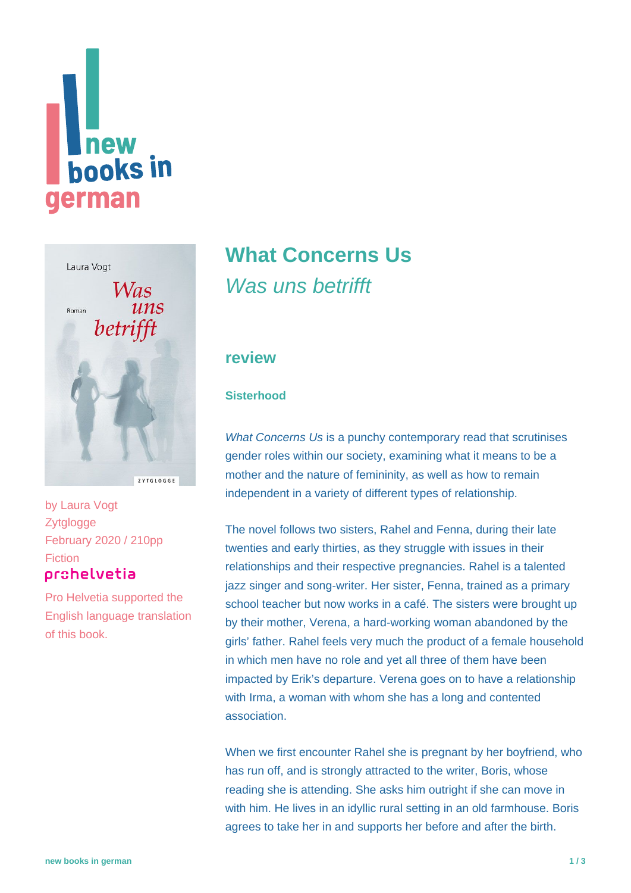# What Concerns Us

*Was uns betrifft*

by Laura Vogt
Zytglogge
February 2020 / 210pp
Fiction

prohelvetia

Pro Helvetia supported the English language translation of this book.

## review

### Sisterhood

*What Concerns Us* is a punchy contemporary read that scrutinises gender roles within our society, examining what it means to be a mother and the nature of femininity, as well as how to remain independent in a variety of different types of relationship.

The novel follows two sisters, Rahel and Fenna, during their late twenties and early thirties, as they struggle with issues in their relationships and their respective pregnancies. Rahel is a talented jazz singer and song-writer. Her sister, Fenna, trained as a primary school teacher but now works in a café. The sisters were brought up by their mother, Verena, a hard-working woman abandoned by the girls' father. Rahel feels very much the product of a female household in which men have no role and yet all three of them have been impacted by Erik's departure. Verena goes on to have a relationship with Irma, a woman with whom she has a long and contented association.

When we first encounter Rahel she is pregnant by her boyfriend, who has run off, and is strongly attracted to the writer, Boris, whose reading she is attending. She asks him outright if she can move in with him. He lives in an idyllic rural setting in an old farmhouse. Boris agrees to take her in and supports her before and after the birth.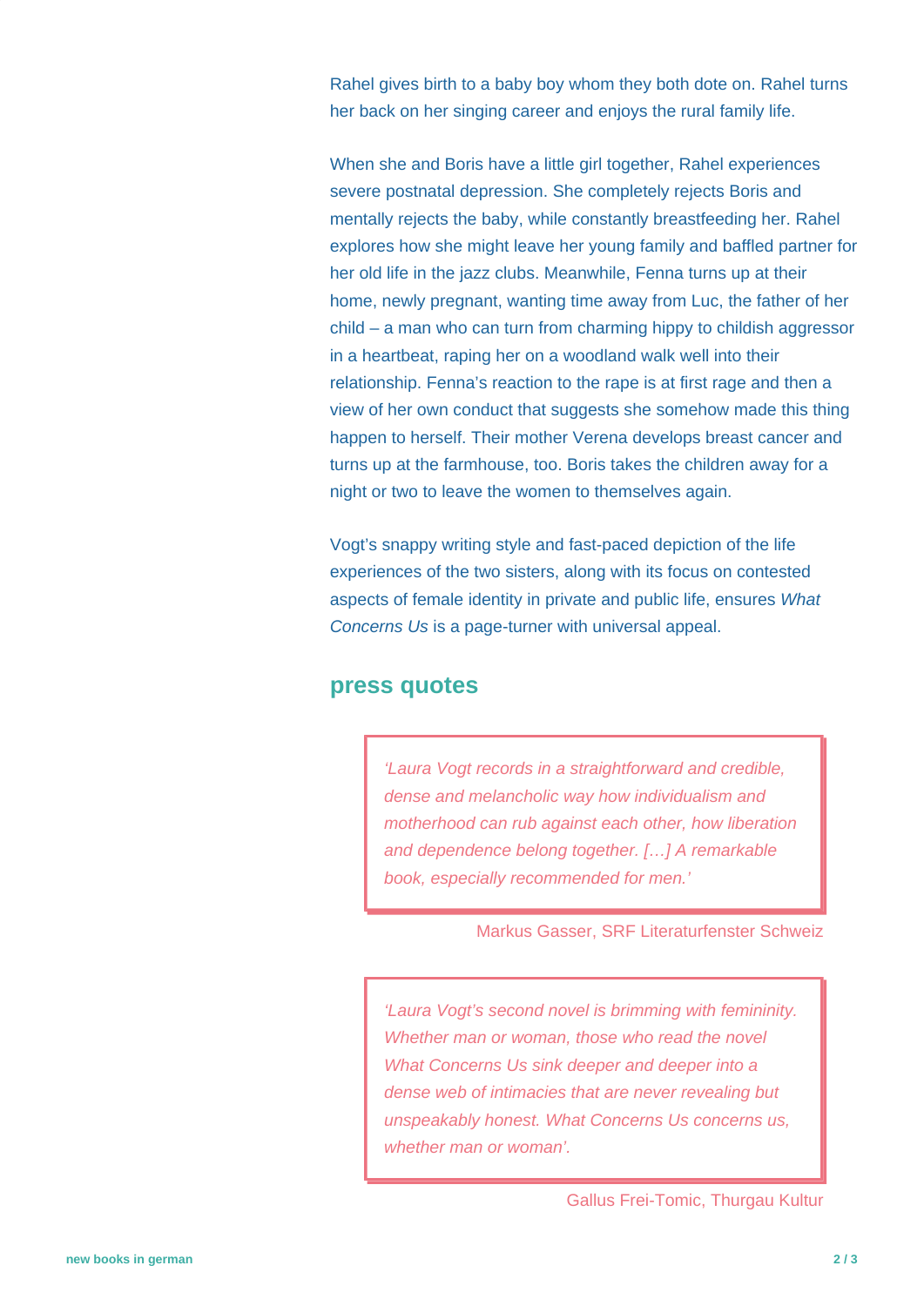Rahel gives birth to a baby boy whom they both dote on. Rahel turns her back on her singing career and enjoys the rural family life.

When she and Boris have a little girl together, Rahel experiences severe postnatal depression. She completely rejects Boris and mentally rejects the baby, while constantly breastfeeding her. Rahel explores how she might leave her young family and baffled partner for her old life in the jazz clubs. Meanwhile, Fenna turns up at their home, newly pregnant, wanting time away from Luc, the father of her child – a man who can turn from charming hippy to childish aggressor in a heartbeat, raping her on a woodland walk well into their relationship. Fenna's reaction to the rape is at first rage and then a view of her own conduct that suggests she somehow made this thing happen to herself. Their mother Verena develops breast cancer and turns up at the farmhouse, too. Boris takes the children away for a night or two to leave the women to themselves again.

Vogt's snappy writing style and fast-paced depiction of the life experiences of the two sisters, along with its focus on contested aspects of female identity in private and public life, ensures *What Concerns Us* is a page-turner with universal appeal.

## press quotes

> *'Laura Vogt records in a straightforward and credible, dense and melancholic way how individualism and motherhood can rub against each other, how liberation and dependence belong together. […] A remarkable book, especially recommended for men.'*

Markus Gasser, SRF Literaturfenster Schweiz

> *'Laura Vogt's second novel is brimming with femininity. Whether man or woman, those who read the novel What Concerns Us sink deeper and deeper into a dense web of intimacies that are never revealing but unspeakably honest. What Concerns Us concerns us, whether man or woman'.*

Gallus Frei-Tomic, Thurgau Kultur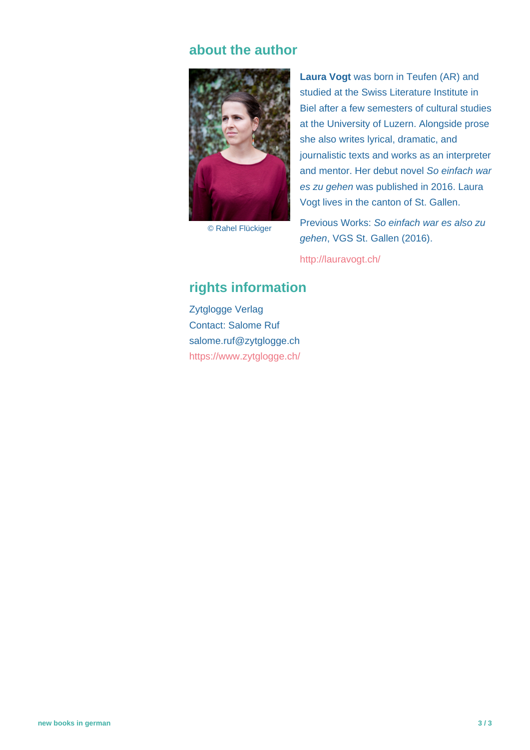## about the author

© Rahel Flückiger

**Laura Vogt** was born in Teufen (AR) and studied at the Swiss Literature Institute in Biel after a few semesters of cultural studies at the University of Luzern. Alongside prose she also writes lyrical, dramatic, and journalistic texts and works as an interpreter and mentor. Her debut novel *So einfach war es zu gehen* was published in 2016. Laura Vogt lives in the canton of St. Gallen.

Previous Works: *So einfach war es also zu gehen*, VGS St. Gallen (2016).

http://lauravogt.ch/

## rights information

Zytglogge Verlag
Contact: Salome Ruf
salome.ruf@zytglogge.ch
https://www.zytglogge.ch/